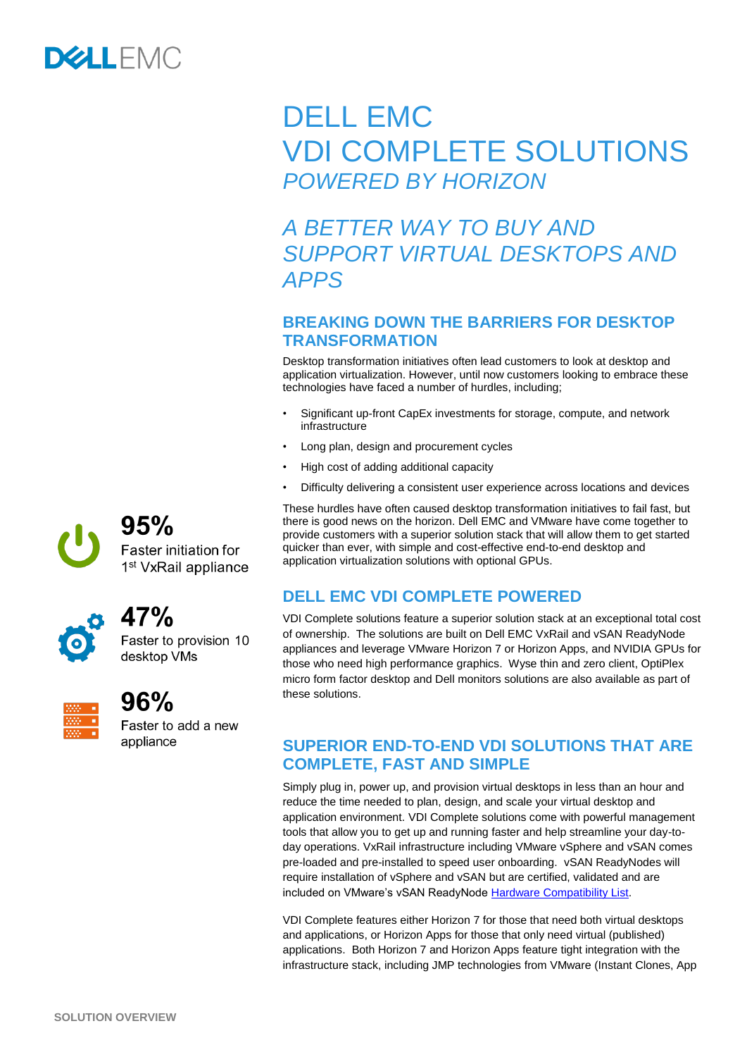# DELL EMC VDI COMPLETE SOLUTIONS

*POWERED BY HORIZON*

## *A BETTER WAY TO BUY AND SUPPORT VIRTUAL DESKTOPS AND APPS*

**95%**
Faster initiation for 1st VxRail appliance

**47%**
Faster to provision 10 desktop VMs

**96%**
Faster to add a new appliance

### BREAKING DOWN THE BARRIERS FOR DESKTOP TRANSFORMATION

Desktop transformation initiatives often lead customers to look at desktop and application virtualization. However, until now customers looking to embrace these technologies have faced a number of hurdles, including;

- Significant up-front CapEx investments for storage, compute, and network infrastructure
- Long plan, design and procurement cycles
- High cost of adding additional capacity
- Difficulty delivering a consistent user experience across locations and devices

These hurdles have often caused desktop transformation initiatives to fail fast, but there is good news on the horizon. Dell EMC and VMware have come together to provide customers with a superior solution stack that will allow them to get started quicker than ever, with simple and cost-effective end-to-end desktop and application virtualization solutions with optional GPUs.

### DELL EMC VDI COMPLETE POWERED

VDI Complete solutions feature a superior solution stack at an exceptional total cost of ownership. The solutions are built on Dell EMC VxRail and vSAN ReadyNode appliances and leverage VMware Horizon 7 or Horizon Apps, and NVIDIA GPUs for those who need high performance graphics. Wyse thin and zero client, OptiPlex micro form factor desktop and Dell monitors solutions are also available as part of these solutions.

### SUPERIOR END-TO-END VDI SOLUTIONS THAT ARE COMPLETE, FAST AND SIMPLE

Simply plug in, power up, and provision virtual desktops in less than an hour and reduce the time needed to plan, design, and scale your virtual desktop and application environment. VDI Complete solutions come with powerful management tools that allow you to get up and running faster and help streamline your day-to-day operations. VxRail infrastructure including VMware vSphere and vSAN comes pre-loaded and pre-installed to speed user onboarding. vSAN ReadyNodes will require installation of vSphere and vSAN but are certified, validated and are included on VMware's vSAN ReadyNode Hardware Compatibility List.

VDI Complete features either Horizon 7 for those that need both virtual desktops and applications, or Horizon Apps for those that only need virtual (published) applications. Both Horizon 7 and Horizon Apps feature tight integration with the infrastructure stack, including JMP technologies from VMware (Instant Clones, App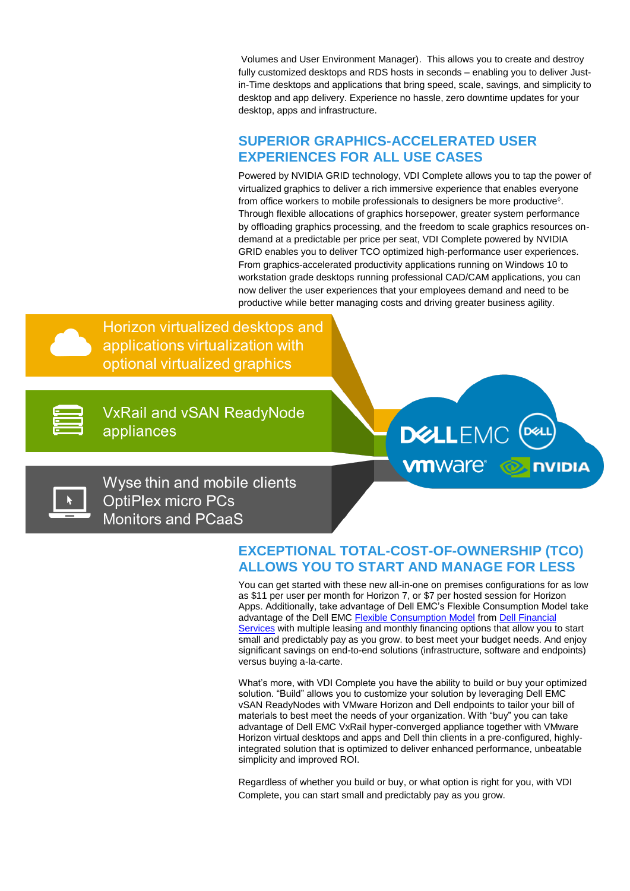Volumes and User Environment Manager). This allows you to create and destroy fully customized desktops and RDS hosts in seconds – enabling you to deliver Just-in-Time desktops and applications that bring speed, scale, savings, and simplicity to desktop and app delivery. Experience no hassle, zero downtime updates for your desktop, apps and infrastructure.

## SUPERIOR GRAPHICS-ACCELERATED USER EXPERIENCES FOR ALL USE CASES

Powered by NVIDIA GRID technology, VDI Complete allows you to tap the power of virtualized graphics to deliver a rich immersive experience that enables everyone from office workers to mobile professionals to designers be more productive◊. Through flexible allocations of graphics horsepower, greater system performance by offloading graphics processing, and the freedom to scale graphics resources on-demand at a predictable per price per seat, VDI Complete powered by NVIDIA GRID enables you to deliver TCO optimized high-performance user experiences. From graphics-accelerated productivity applications running on Windows 10 to workstation grade desktops running professional CAD/CAM applications, you can now deliver the user experiences that your employees demand and need to be productive while better managing costs and driving greater business agility.

Horizon virtualized desktops and applications virtualization with optional virtualized graphics

VxRail and vSAN ReadyNode appliances

Wyse thin and mobile clients
OptiPlex micro PCs
Monitors and PCaaS

DELL EMC
vmware
NVIDIA

## EXCEPTIONAL TOTAL-COST-OF-OWNERSHIP (TCO) ALLOWS YOU TO START AND MANAGE FOR LESS

You can get started with these new all-in-one on premises configurations for as low as $11 per user per month for Horizon 7, or $7 per hosted session for Horizon Apps. Additionally, take advantage of Dell EMC's Flexible Consumption Model take advantage of the Dell EMC Flexible Consumption Model from Dell Financial Services with multiple leasing and monthly financing options that allow you to start small and predictably pay as you grow. to best meet your budget needs. And enjoy significant savings on end-to-end solutions (infrastructure, software and endpoints) versus buying a-la-carte.

What's more, with VDI Complete you have the ability to build or buy your optimized solution. "Build" allows you to customize your solution by leveraging Dell EMC vSAN ReadyNodes with VMware Horizon and Dell endpoints to tailor your bill of materials to best meet the needs of your organization. With "buy" you can take advantage of Dell EMC VxRail hyper-converged appliance together with VMware Horizon virtual desktops and apps and Dell thin clients in a pre-configured, highly-integrated solution that is optimized to deliver enhanced performance, unbeatable simplicity and improved ROI.

Regardless of whether you build or buy, or what option is right for you, with VDI Complete, you can start small and predictably pay as you grow.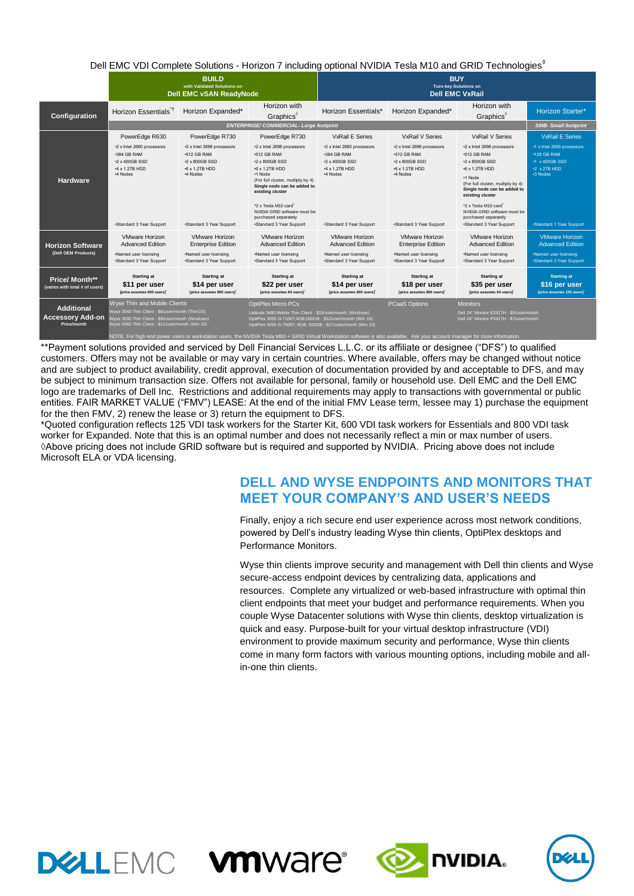Dell EMC VDI Complete Solutions - Horizon 7 including optional NVIDIA Tesla M10 and GRID Technologies◊

| | BUILD with Validated Solutions on Dell EMC vSAN ReadyNode | | | BUY Turn-key Solutions on Dell EMC VxRail | | | |
|---|---|---|---|---|---|---|---|
| **Configuration** | Horizon Essentials*† | Horizon Expanded* | Horizon with Graphics◊ | Horizon Essentials* | Horizon Expanded* | Horizon with Graphics◊ | Horizon Starter* |
| | *ENTERPRISE/ COMMERCIAL- Large footprint* | | | | | | *SMB- Small footprint* |
| **Hardware** | PowerEdge R630<br>•2 x Intel 2660 processors<br>•384 GB RAM<br>•2 x 400GB SSD<br>•4 x 1.2TB HDD<br>•4 Nodes<br>•Standard 3 Year Support | PowerEdge R730<br>•2 x Intel 2698 processors<br>•512 GB RAM<br>•2 x 800GB SSD<br>•6 x 1.2TB HDD<br>•4 Nodes<br>•Standard 3 Year Support | PowerEdge R730<br>•2 x Intel 2698 processors<br>•512 GB RAM<br>•2 x 800GB SSD<br>•6 x 1.2TB HDD<br>•1 Node<br>(For full cluster, multiply by 4)<br>Single node can be added to existing cluster<br>*2 x Tesla M10 card◊<br>NVIDIA GRID software must be purchased separately<br>•Standard 3 Year Support | VxRail E Series<br>•2 x Intel 2660 processors<br>•384 GB RAM<br>•2 x 400GB SSD<br>•4 x 1.2TB HDD<br>•4 Nodes<br>•Standard 3 Year Support | VxRail V Series<br>•2 x Intel 2698 processors<br>•512 GB RAM<br>•2 x 800GB SSD<br>•6 x 1.2TB HDD<br>•4 Nodes<br>•Standard 3 Year Support | VxRail V Series<br>•2 x Intel 2698 processors<br>•512 GB RAM<br>•2 x 800GB SSD<br>•6 x 1.2TB HDD<br>•1 Node<br>(For full cluster, multiply by 4)<br>Single node can be added to existing cluster<br>*2 x Tesla M10 card◊<br>NVIDIA GRID software must be purchased separately<br>•Standard 3 Year Support | VxRail E Series<br>•1 x Intel 2609 processors<br>•128 GB RAM<br>•1 x 400GB SSD<br>•2 x 2TB HDD<br>•3 Nodes<br>•Standard 1 Year Support |
| **Horizon Software** (Dell OEM Products) | VMware Horizon Advanced Edition<br>•Named user licensing<br>•Standard 3 Year Support | VMware Horizon Enterprise Edition<br>•Named user licensing<br>•Standard 3 Year Support | VMware Horizon Advanced Edition<br>•Named user licensing<br>•Standard 3 Year Support | VMware Horizon Advanced Edition<br>•Named user licensing<br>•Standard 3 Year Support | VMware Horizon Enterprise Edition<br>•Named user licensing<br>•Standard 3 Year Support | VMware Horizon Advanced Edition<br>•Named user licensing<br>•Standard 3 Year Support | VMware Horizon Advanced Edition<br>•Named user licensing<br>•Standard 3 Year Support |
| **Price/ Month**** (varies with total # of users) | Starting at<br>**$11 per user**<br>[price assumes 600 users]* | Starting at<br>**$14 per user**<br>[price assumes 800 users]* | Starting at<br>**$22 per user**<br>[price assumes 64 users]* | Starting at<br>**$14 per user**<br>[price assumes 600 users]* | Starting at<br>**$18 per user**<br>[price assumes 800 users]* | Starting at<br>**$35 per user**<br>[price assumes 64 users]* | Starting at<br>**$16 per user**<br>[price assumes 125 users]* |
| **Additional Accessory Add-on** Price/month | Wyse Thin and Mobile Clients<br>Wyse 3040 Thin Client - $6/user/month (ThinOS)<br>Wyse 3030 Thin Client - $9/user/month (Windows)<br>Wyse 5060 Thin Client - $11/user/month (Win 10) | | OptiPlex Micro PCs<br>Latitude 3480 Mobile Thin Client - $15/user/month (Windows)<br>OptiPlex 3050 i3-7100T;4GB;500GB - $12/user/month (Win 10)<br>OptiPlex 5050 i5-7500T; 8GB; 500GB - $17/user/month (Win 10) | | PCaaS Options | Monitors<br>Dell 24" Monitor E2417H - $5/user/month<br>Dell 24" Monitor P2417H - $7/user/month | |

NOTE: For high end power users or workstation users, the NVIDIA Tesla M60 + GRID Virtual Workstation software is also available. Ask your account manager for more information.

**Payment solutions provided and serviced by Dell Financial Services L.L.C. or its affiliate or designee ("DFS") to qualified customers. Offers may not be available or may vary in certain countries. Where available, offers may be changed without notice and are subject to product availability, credit approval, execution of documentation provided by and acceptable to DFS, and may be subject to minimum transaction size. Offers not available for personal, family or household use. Dell EMC and the Dell EMC logo are trademarks of Dell Inc. Restrictions and additional requirements may apply to transactions with governmental or public entities. FAIR MARKET VALUE ("FMV") LEASE: At the end of the initial FMV Lease term, lessee may 1) purchase the equipment for the then FMV, 2) renew the lease or 3) return the equipment to DFS.

*Quoted configuration reflects 125 VDI task workers for the Starter Kit, 600 VDI task workers for Essentials and 800 VDI task worker for Expanded. Note that this is an optimal number and does not necessarily reflect a min or max number of users.

◊Above pricing does not include GRID software but is required and supported by NVIDIA. Pricing above does not include Microsoft ELA or VDA licensing.

## DELL AND WYSE ENDPOINTS AND MONITORS THAT MEET YOUR COMPANY'S AND USER'S NEEDS

Finally, enjoy a rich secure end user experience across most network conditions, powered by Dell's industry leading Wyse thin clients, OptiPlex desktops and Performance Monitors.

Wyse thin clients improve security and management with Dell thin clients and Wyse secure-access endpoint devices by centralizing data, applications and resources. Complete any virtualized or web-based infrastructure with optimal thin client endpoints that meet your budget and performance requirements. When you couple Wyse Datacenter solutions with Wyse thin clients, desktop virtualization is quick and easy. Purpose-built for your virtual desktop infrastructure (VDI) environment to provide maximum security and performance, Wyse thin clients come in many form factors with various mounting options, including mobile and all-in-one thin clients.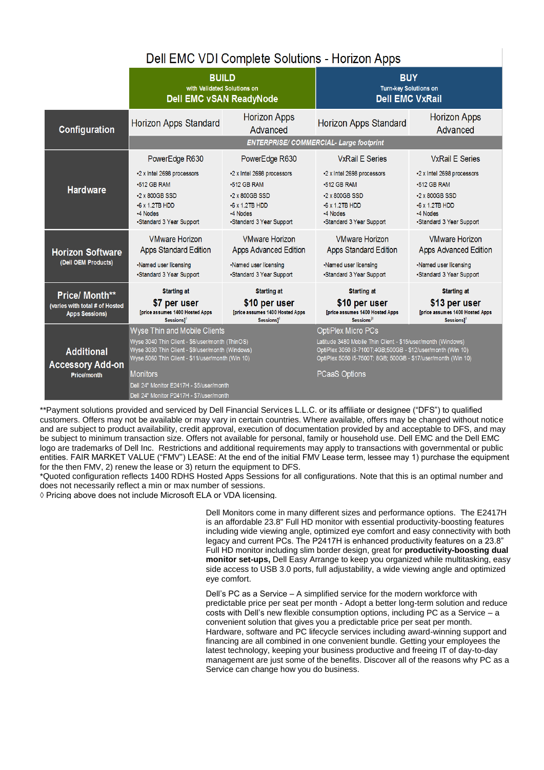## Dell EMC VDI Complete Solutions - Horizon Apps

| | BUILD with Validated Solutions on Dell EMC vSAN ReadyNode | | BUY Turn-key Solutions on Dell EMC VxRail | |
|---|---|---|---|---|
| **Configuration** | Horizon Apps Standard | Horizon Apps Advanced | Horizon Apps Standard | Horizon Apps Advanced |
| | ***ENTERPRISE/ COMMERCIAL- Large footprint*** | | | |
| **Hardware** | PowerEdge R630<br>•2 x Intel 2698 processors<br>•512 GB RAM<br>•2 x 800GB SSD<br>•6 x 1.2TB HDD<br>•4 Nodes<br>•Standard 3 Year Support | PowerEdge R630<br>•2 x Intel 2698 processors<br>•512 GB RAM<br>•2 x 800GB SSD<br>•6 x 1.2TB HDD<br>•4 Nodes<br>•Standard 3 Year Support | VxRail E Series<br>•2 x Intel 2698 processors<br>•512 GB RAM<br>•2 x 800GB SSD<br>•6 x 1.2TB HDD<br>•4 Nodes<br>•Standard 3 Year Support | VxRail E Series<br>•2 x Intel 2698 processors<br>•512 GB RAM<br>•2 x 800GB SSD<br>•6 x 1.2TB HDD<br>•4 Nodes<br>•Standard 3 Year Support |
| **Horizon Software** (Dell OEM Products) | VMware Horizon Apps Standard Edition<br>•Named user licensing<br>•Standard 3 Year Support | VMware Horizon Apps Advanced Edition<br>•Named user licensing<br>•Standard 3 Year Support | VMware Horizon Apps Standard Edition<br>•Named user licensing<br>•Standard 3 Year Support | VMware Horizon Apps Advanced Edition<br>•Named user licensing<br>•Standard 3 Year Support |
| **Price/ Month**** (varies with total # of Hosted Apps Sessions) | Starting at **$7 per user** [price assumes 1400 Hosted Apps Sessions]◊ | Starting at **$10 per user** [price assumes 1400 Hosted Apps Sessions]◊ | Starting at **$10 per user** [price assumes 1400 Hosted Apps Sessions]◊ | Starting at **$13 per user** [price assumes 1400 Hosted Apps Sessions]◊ |
| **Additional Accessory Add-on** Price/month | Wyse Thin and Mobile Clients<br>Wyse 3040 Thin Client - $6/user/month (ThinOS)<br>Wyse 3030 Thin Client - $9/user/month (Windows)<br>Wyse 5060 Thin Client - $11/user/month (Win 10)<br>Monitors<br>Dell 24" Monitor E2417H - $5/user/month<br>Dell 24" Monitor P2417H - $7/user/month | | OptiPlex Micro PCs<br>Latitude 3480 Mobile Thin Client - $15/user/month (Windows)<br>OptiPlex 3050 i3-7100T;4GB;500GB - $12/user/month (Win 10)<br>OptiPlex 5050 i5-7500T; 8GB; 500GB - $17/user/month (Win 10)<br>PCaaS Options | |

**Payment solutions provided and serviced by Dell Financial Services L.L.C. or its affiliate or designee ("DFS") to qualified customers. Offers may not be available or may vary in certain countries. Where available, offers may be changed without notice and are subject to product availability, credit approval, execution of documentation provided by and acceptable to DFS, and may be subject to minimum transaction size. Offers not available for personal, family or household use. Dell EMC and the Dell EMC logo are trademarks of Dell Inc. Restrictions and additional requirements may apply to transactions with governmental or public entities. FAIR MARKET VALUE ("FMV") LEASE: At the end of the initial FMV Lease term, lessee may 1) purchase the equipment for the then FMV, 2) renew the lease or 3) return the equipment to DFS.
*Quoted configuration reflects 1400 RDHS Hosted Apps Sessions for all configurations. Note that this is an optimal number and does not necessarily reflect a min or max number of sessions.
◊ Pricing above does not include Microsoft ELA or VDA licensing.

Dell Monitors come in many different sizes and performance options. The E2417H is an affordable 23.8" Full HD monitor with essential productivity-boosting features including wide viewing angle, optimized eye comfort and easy connectivity with both legacy and current PCs. The P2417H is enhanced productivity features on a 23.8" Full HD monitor including slim border design, great for **productivity-boosting dual monitor set-ups,** Dell Easy Arrange to keep you organized while multitasking, easy side access to USB 3.0 ports, full adjustability, a wide viewing angle and optimized eye comfort.

Dell's PC as a Service – A simplified service for the modern workforce with predictable price per seat per month - Adopt a better long-term solution and reduce costs with Dell's new flexible consumption options, including PC as a Service – a convenient solution that gives you a predictable price per seat per month. Hardware, software and PC lifecycle services including award-winning support and financing are all combined in one convenient bundle. Getting your employees the latest technology, keeping your business productive and freeing IT of day-to-day management are just some of the benefits. Discover all of the reasons why PC as a Service can change how you do business.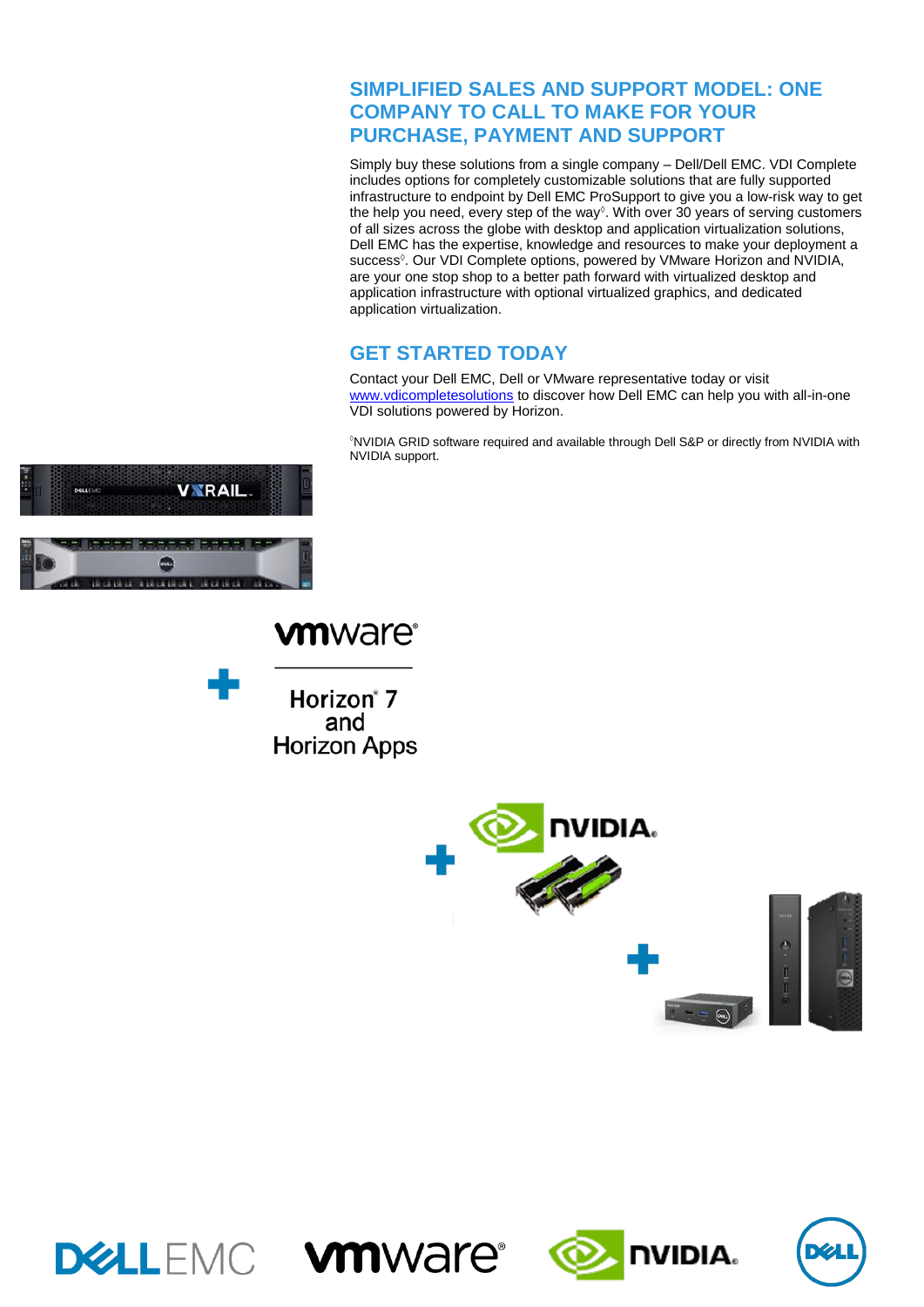## SIMPLIFIED SALES AND SUPPORT MODEL: ONE COMPANY TO CALL TO MAKE FOR YOUR PURCHASE, PAYMENT AND SUPPORT

Simply buy these solutions from a single company – Dell/Dell EMC. VDI Complete includes options for completely customizable solutions that are fully supported infrastructure to endpoint by Dell EMC ProSupport to give you a low-risk way to get the help you need, every step of the way◊. With over 30 years of serving customers of all sizes across the globe with desktop and application virtualization solutions, Dell EMC has the expertise, knowledge and resources to make your deployment a success◊. Our VDI Complete options, powered by VMware Horizon and NVIDIA, are your one stop shop to a better path forward with virtualized desktop and application infrastructure with optional virtualized graphics, and dedicated application virtualization.

## GET STARTED TODAY

Contact your Dell EMC, Dell or VMware representative today or visit www.vdicompletesolutions to discover how Dell EMC can help you with all-in-one VDI solutions powered by Horizon.

◊NVIDIA GRID software required and available through Dell S&P or directly from NVIDIA with NVIDIA support.

vmware

Horizon® 7
and
Horizon Apps

NVIDIA

DELL EMC vmware NVIDIA DELL